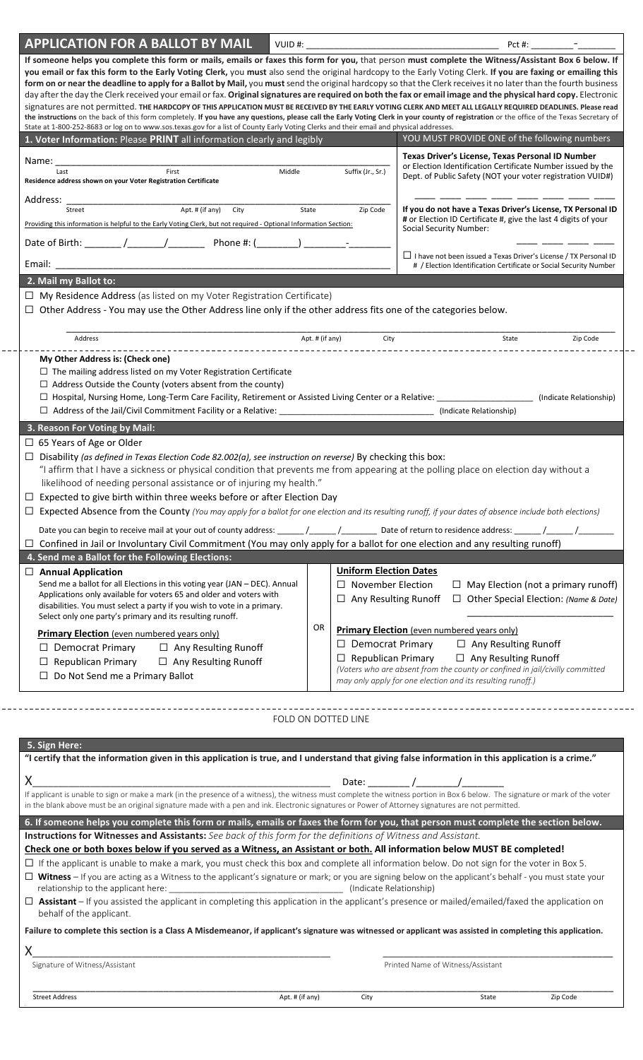# APPLICATION FOR A BALLOT BY MAIL

VUID #: ______________________ Pct #: ________-________

**If someone helps you complete this form or mails, emails or faxes this form for you,** that person **must complete the Witness/Assistant Box 6 below. If you email or fax this form to the Early Voting Clerk,** you **must** also send the original hardcopy to the Early Voting Clerk. **If you are faxing or emailing this form on or near the deadline to apply for a Ballot by Mail,** you **must** send the original hardcopy so that the Clerk receives it no later than the fourth business day after the day the Clerk received your email or fax. **Original signatures are required on both the fax or email image and the physical hard copy.** Electronic signatures are not permitted. **THE HARDCOPY OF THIS APPLICATION MUST BE RECEIVED BY THE EARLY VOTING CLERK AND MEET ALL LEGALLY REQUIRED DEADLINES. Please read the instructions** on the back of this form completely. **If you have any questions, please call the Early Voting Clerk in your county of registration** or the office of the Texas Secretary of State at 1-800-252-8683 or log on to www.sos.texas.gov for a list of County Early Voting Clerks and their email and physical addresses.

## 1. Voter Information: Please PRINT all information clearly and legibly

Name: ______________________________________________
Last | First | Middle | Suffix (Jr., Sr.)

**Residence address shown on your Voter Registration Certificate**

Address: ______________________________________________
Street | Apt. # (if any) | City | State | Zip Code

Providing this information is helpful to the Early Voting Clerk, but not required - Optional Information Section:

Date of Birth: ______/______/________ Phone #: (______) ______-________

Email: ______________________________________________

**YOU MUST PROVIDE ONE of the following numbers**

**Texas Driver's License, Texas Personal ID Number** or Election Identification Certificate Number issued by the Dept. of Public Safety (NOT your voter registration VUID#)

___ ___ ___ ___ ___ ___ ___ ___

**If you do not have a Texas Driver's License, TX Personal ID #** or Election ID Certificate #, give the last 4 digits of your Social Security Number:

___ ___ ___ ___

☐ I have not been issued a Texas Driver's License / TX Personal ID # / Election Identification Certificate or Social Security Number

## 2. Mail my Ballot to:

☐ My Residence Address (as listed on my Voter Registration Certificate)

☐ Other Address - You may use the Other Address line only if the other address fits one of the categories below.

______________________________________________
Address | Apt. # (if any) | City | State | Zip Code

**My Other Address is: (Check one)**

☐ The mailing address listed on my Voter Registration Certificate

☐ Address Outside the County (voters absent from the county)

☐ Hospital, Nursing Home, Long-Term Care Facility, Retirement or Assisted Living Center or a Relative: ________________ (Indicate Relationship)

☐ Address of the Jail/Civil Commitment Facility or a Relative: ________________ (Indicate Relationship)

## 3. Reason For Voting by Mail:

☐ 65 Years of Age or Older

☐ Disability *(as defined in Texas Election Code 82.002(a), see instruction on reverse)* By checking this box:
"I affirm that I have a sickness or physical condition that prevents me from appearing at the polling place on election day without a likelihood of needing personal assistance or of injuring my health."

☐ Expected to give birth within three weeks before or after Election Day

☐ Expected Absence from the County *(You may apply for a ballot for one election and its resulting runoff, if your dates of absence include both elections)*

Date you can begin to receive mail at your out of county address: ______/______/________ Date of return to residence address: ______/______/________

☐ Confined in Jail or Involuntary Civil Commitment (You may only apply for a ballot for one election and any resulting runoff)

## 4. Send me a Ballot for the Following Elections:

☐ **Annual Application**
Send me a ballot for all Elections in this voting year (JAN – DEC). Annual Applications only available for voters 65 and older and voters with disabilities. You must select a party if you wish to vote in a primary. Select only one party's primary and its resulting runoff.

**Primary Election** (even numbered years only)

☐ Democrat Primary ☐ Any Resulting Runoff

☐ Republican Primary ☐ Any Resulting Runoff

☐ Do Not Send me a Primary Ballot

**OR**

**Uniform Election Dates**

☐ November Election ☐ May Election (not a primary runoff)

☐ Any Resulting Runoff ☐ Other Special Election: *(Name & Date)* ________________

**Primary Election** (even numbered years only)

☐ Democrat Primary ☐ Any Resulting Runoff

☐ Republican Primary ☐ Any Resulting Runoff

*(Voters who are absent from the county or confined in jail/civilly committed may only apply for one election and its resulting runoff.)*

FOLD ON DOTTED LINE

## 5. Sign Here:

**"I certify that the information given in this application is true, and I understand that giving false information in this application is a crime."**

X______________________________________________ Date: ______/______/________

If applicant is unable to sign or make a mark (in the presence of a witness), the witness must complete the witness portion in Box 6 below. The signature or mark of the voter in the blank above must be an original signature made with a pen and ink. Electronic signatures or Power of Attorney signatures are not permitted.

## 6. If someone helps you complete this form or mails, emails or faxes the form for you, that person must complete the section below.

**Instructions for Witnesses and Assistants:** *See back of this form for the definitions of Witness and Assistant.*

**Check one or both boxes below if you served as a Witness, an Assistant or both. All information below MUST BE completed!**

☐ If the applicant is unable to make a mark, you must check this box and complete all information below. Do not sign for the voter in Box 5.

☐ **Witness** – If you are acting as a Witness to the applicant's signature or mark; or you are signing below on the applicant's behalf - you must state your relationship to the applicant here: ________________ (Indicate Relationship)

☐ **Assistant** – If you assisted the applicant in completing this application in the applicant's presence or mailed/emailed/faxed the application on behalf of the applicant.

**Failure to complete this section is a Class A Misdemeanor, if applicant's signature was witnessed or applicant was assisted in completing this application.**

X______________________________________________ ______________________________________________
Signature of Witness/Assistant | Printed Name of Witness/Assistant

______________________________________________
Street Address | Apt. # (if any) | City | State | Zip Code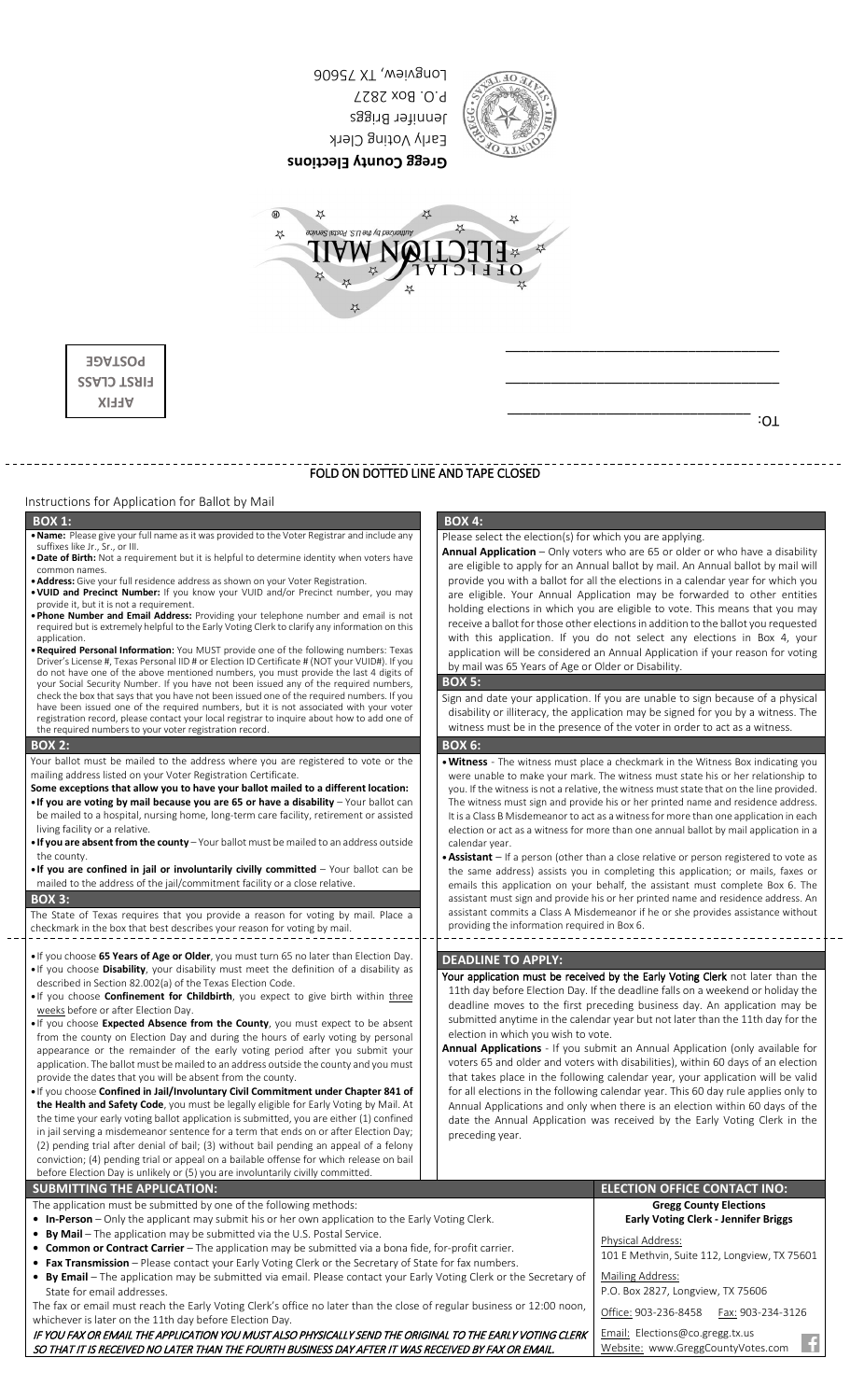**Gregg County Elections**

Early Voting Clerk

Jennifer Briggs

P.O. Box 2827

Longview, TX 75606

OFFICIAL ELECTION MAIL

Authorized by the U.S. Postal Service

AFFIX FIRST CLASS POSTAGE

TO: ______________________________

______________________________

______________________________

FOLD ON DOTTED LINE AND TAPE CLOSED

Instructions for Application for Ballot by Mail

## BOX 1:

- **Name:** Please give your full name as it was provided to the Voter Registrar and include any suffixes like Jr., Sr., or III.
- **Date of Birth:** Not a requirement but it is helpful to determine identity when voters have common names.
- **Address:** Give your full residence address as shown on your Voter Registration.
- **VUID and Precinct Number:** If you know your VUID and/or Precinct number, you may provide it, but it is not a requirement.
- **Phone Number and Email Address:** Providing your telephone number and email is not required but is extremely helpful to the Early Voting Clerk to clarify any information on this application.
- **Required Personal Information:** You MUST provide one of the following numbers: Texas Driver's License #, Texas Personal IID # or Election ID Certificate # (NOT your VUID#). If you do not have one of the above mentioned numbers, you must provide the last 4 digits of your Social Security Number. If you have not been issued any of the required numbers, check the box that says that you have not been issued one of the required numbers. If you have been issued one of the required numbers, but it is not associated with your voter registration record, please contact your local registrar to inquire about how to add one of the required numbers to your voter registration record.

## BOX 2:

Your ballot must be mailed to the address where you are registered to vote or the mailing address listed on your Voter Registration Certificate.

**Some exceptions that allow you to have your ballot mailed to a different location:**

- **If you are voting by mail because you are 65 or have a disability** – Your ballot can be mailed to a hospital, nursing home, long-term care facility, retirement or assisted living facility or a relative.
- **If you are absent from the county** – Your ballot must be mailed to an address outside the county.
- **If you are confined in jail or involuntarily civilly committed** – Your ballot can be mailed to the address of the jail/commitment facility or a close relative.

## BOX 3:

The State of Texas requires that you provide a reason for voting by mail. Place a checkmark in the box that best describes your reason for voting by mail.

- If you choose **65 Years of Age or Older**, you must turn 65 no later than Election Day.
- If you choose **Disability**, your disability must meet the definition of a disability as described in Section 82.002(a) of the Texas Election Code.
- If you choose **Confinement for Childbirth**, you expect to give birth within three weeks before or after Election Day.
- If you choose **Expected Absence from the County**, you must expect to be absent from the county on Election Day and during the hours of early voting by personal appearance or the remainder of the early voting period after you submit your application. The ballot must be mailed to an address outside the county and you must provide the dates that you will be absent from the county.
- If you choose **Confined in Jail/Involuntary Civil Commitment under Chapter 841 of the Health and Safety Code**, you must be legally eligible for Early Voting by Mail. At the time your early voting ballot application is submitted, you are either (1) confined in jail serving a misdemeanor sentence for a term that ends on or after Election Day; (2) pending trial after denial of bail; (3) without bail pending an appeal of a felony conviction; (4) pending trial or appeal on a bailable offense for which release on bail before Election Day is unlikely or (5) you are involuntarily civilly committed.

## BOX 4:

Please select the election(s) for which you are applying.

**Annual Application** – Only voters who are 65 or older or who have a disability are eligible to apply for an Annual ballot by mail. An Annual ballot by mail will provide you with a ballot for all the elections in a calendar year for which you are eligible. Your Annual Application may be forwarded to other entities holding elections in which you are eligible to vote. This means that you may receive a ballot for those other elections in addition to the ballot you requested with this application. If you do not select any elections in Box 4, your application will be considered an Annual Application if your reason for voting by mail was 65 Years of Age or Older or Disability.

## BOX 5:

Sign and date your application. If you are unable to sign because of a physical disability or illiteracy, the application may be signed for you by a witness. The witness must be in the presence of the voter in order to act as a witness.

## BOX 6:

- **Witness** - The witness must place a checkmark in the Witness Box indicating you were unable to make your mark. The witness must state his or her relationship to you. If the witness is not a relative, the witness must state that on the line provided. The witness must sign and provide his or her printed name and residence address. It is a Class B Misdemeanor to act as a witness for more than one application in each election or act as a witness for more than one annual ballot by mail application in a calendar year.
- **Assistant** – If a person (other than a close relative or person registered to vote as the same address) assists you in completing this application; or mails, faxes or emails this application on your behalf, the assistant must complete Box 6. The assistant must sign and provide his or her printed name and residence address. An assistant commits a Class A Misdemeanor if he or she provides assistance without providing the information required in Box 6.

## DEADLINE TO APPLY:

Your application must be received by the Early Voting Clerk not later than the 11th day before Election Day. If the deadline falls on a weekend or holiday the deadline moves to the first preceding business day. An application may be submitted anytime in the calendar year but not later than the 11th day for the election in which you wish to vote.

**Annual Applications** - If you submit an Annual Application (only available for voters 65 and older and voters with disabilities), within 60 days of an election that takes place in the following calendar year, your application will be valid for all elections in the following calendar year. This 60 day rule applies only to Annual Applications and only when there is an election within 60 days of the date the Annual Application was received by the Early Voting Clerk in the preceding year.

## SUBMITTING THE APPLICATION:

The application must be submitted by one of the following methods:

- **In-Person** – Only the applicant may submit his or her own application to the Early Voting Clerk.
- **By Mail** – The application may be submitted via the U.S. Postal Service.
- **Common or Contract Carrier** – The application may be submitted via a bona fide, for-profit carrier.
- **Fax Transmission** – Please contact your Early Voting Clerk or the Secretary of State for fax numbers.
- **By Email** – The application may be submitted via email. Please contact your Early Voting Clerk or the Secretary of State for email addresses.

The fax or email must reach the Early Voting Clerk's office no later than the close of regular business or 12:00 noon, whichever is later on the 11th day before Election Day.

***IF YOU FAX OR EMAIL THE APPLICATION YOU MUST ALSO PHYSICALLY SEND THE ORIGINAL TO THE EARLY VOTING CLERK SO THAT IT IS RECEIVED NO LATER THAN THE FOURTH BUSINESS DAY AFTER IT WAS RECEIVED BY FAX OR EMAIL.***

## ELECTION OFFICE CONTACT INO:

**Gregg County Elections**

**Early Voting Clerk - Jennifer Briggs**

Physical Address:
101 E Methvin, Suite 112, Longview, TX 75601

Mailing Address:
P.O. Box 2827, Longview, TX 75606

Office: 903-236-8458 Fax: 903-234-3126

Email: Elections@co.gregg.tx.us

Website: www.GreggCountyVotes.com